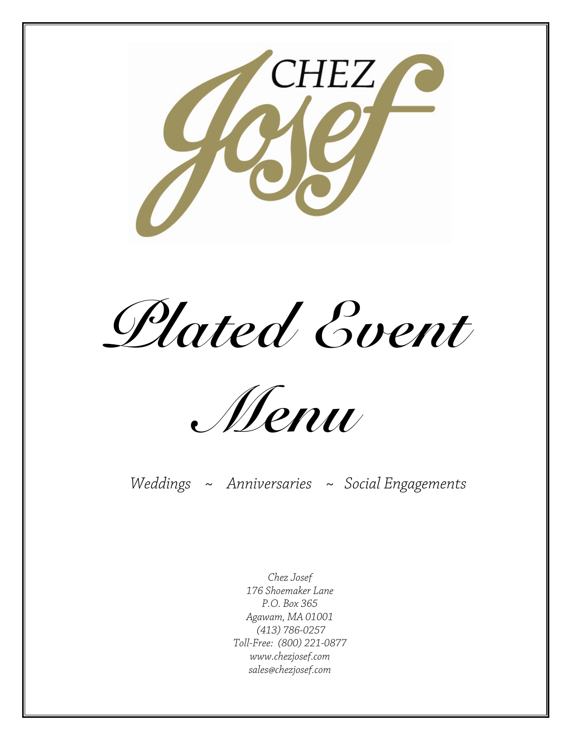# CHEZ Josef

# Plated Event Menu

*Weddings ~ Anniversaries ~ Social Engagements*

*Chez Josef*
*176 Shoemaker Lane*
*P.O. Box 365*
*Agawam, MA 01001*
*(413) 786-0257*
*Toll-Free: (800) 221-0877*
*www.chezjosef.com*
*sales@chezjosef.com*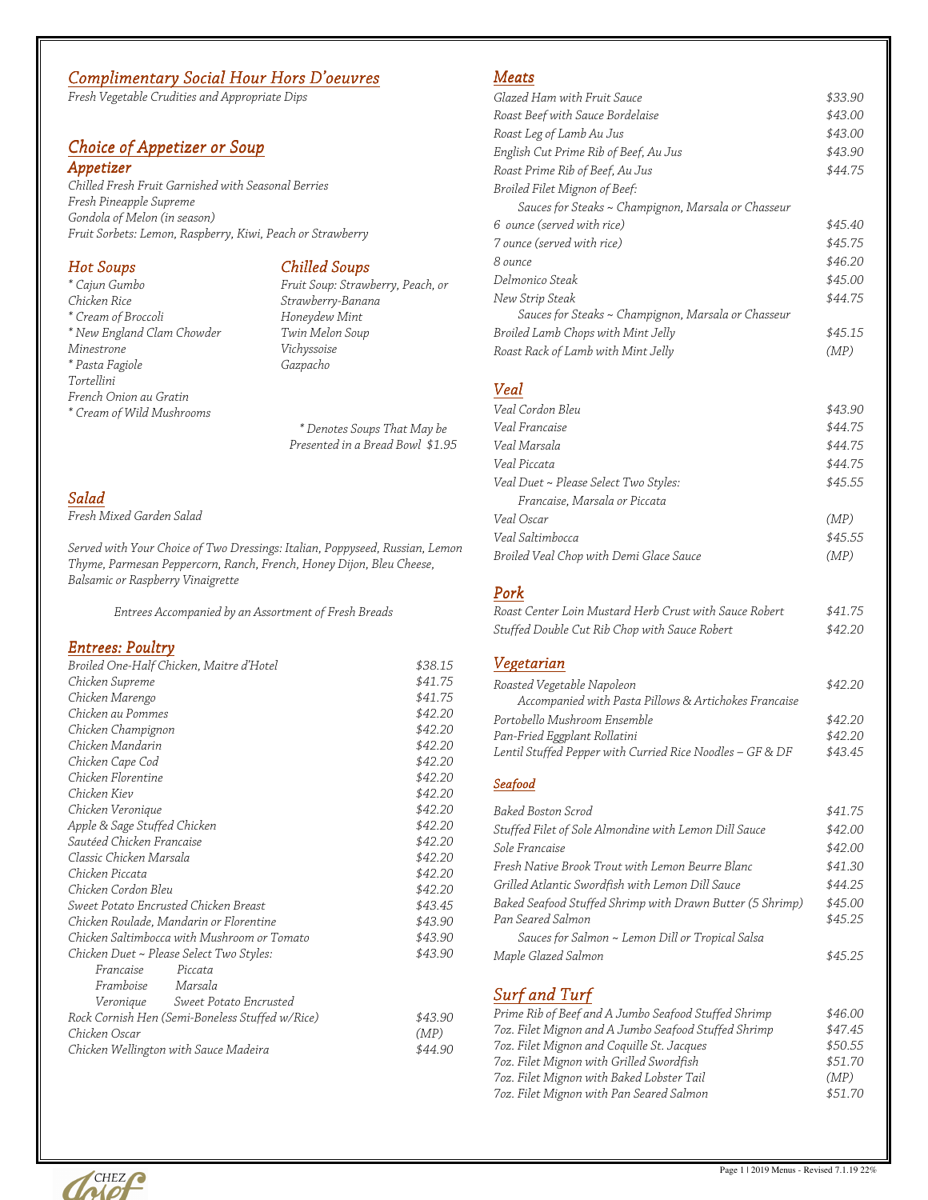## Complimentary Social Hour Hors D'oeuvres

*Fresh Vegetable Crudities and Appropriate Dips*

## Choice of Appetizer or Soup

### Appetizer

*Chilled Fresh Fruit Garnished with Seasonal Berries*
*Fresh Pineapple Supreme*
*Gondola of Melon (in season)*
*Fruit Sorbets: Lemon, Raspberry, Kiwi, Peach or Strawberry*

### Hot Soups

*\* Cajun Gumbo*
*Chicken Rice*
*\* Cream of Broccoli*
*\* New England Clam Chowder*
*Minestrone*
*\* Pasta Fagiole*
*Tortellini*
*French Onion au Gratin*
*\* Cream of Wild Mushrooms*

### Chilled Soups

*Fruit Soup: Strawberry, Peach, or Strawberry-Banana*
*Honeydew Mint*
*Twin Melon Soup*
*Vichyssoise*
*Gazpacho*

*\* Denotes Soups That May be Presented in a Bread Bowl $1.95*

## Salad

*Fresh Mixed Garden Salad*

*Served with Your Choice of Two Dressings: Italian, Poppyseed, Russian, Lemon Thyme, Parmesan Peppercorn, Ranch, French, Honey Dijon, Bleu Cheese, Balsamic or Raspberry Vinaigrette*

*Entrees Accompanied by an Assortment of Fresh Breads*

## Entrees: Poultry

| | |
|---|---|
| Broiled One-Half Chicken, Maitre d'Hotel | $38.15 |
| Chicken Supreme | $41.75 |
| Chicken Marengo | $41.75 |
| Chicken au Pommes | $42.20 |
| Chicken Champignon | $42.20 |
| Chicken Mandarin | $42.20 |
| Chicken Cape Cod | $42.20 |
| Chicken Florentine | $42.20 |
| Chicken Kiev | $42.20 |
| Chicken Veronique | $42.20 |
| Apple & Sage Stuffed Chicken | $42.20 |
| Sautéed Chicken Francaise | $42.20 |
| Classic Chicken Marsala | $42.20 |
| Chicken Piccata | $42.20 |
| Chicken Cordon Bleu | $42.20 |
| Sweet Potato Encrusted Chicken Breast | $43.45 |
| Chicken Roulade, Mandarin or Florentine | $43.90 |
| Chicken Saltimbocca with Mushroom or Tomato | $43.90 |
| Chicken Duet ~ Please Select Two Styles: Francaise, Piccata, Framboise, Marsala, Veronique, Sweet Potato Encrusted | $43.90 |
| Rock Cornish Hen (Semi-Boneless Stuffed w/Rice) | $43.90 |
| Chicken Oscar | (MP) |
| Chicken Wellington with Sauce Madeira | $44.90 |

## Meats

| | |
|---|---|
| Glazed Ham with Fruit Sauce | $33.90 |
| Roast Beef with Sauce Bordelaise | $43.00 |
| Roast Leg of Lamb Au Jus | $43.00 |
| English Cut Prime Rib of Beef, Au Jus | $43.90 |
| Roast Prime Rib of Beef, Au Jus | $44.75 |
| Broiled Filet Mignon of Beef: Sauces for Steaks ~ Champignon, Marsala or Chasseur | |
| 6 ounce (served with rice) | $45.40 |
| 7 ounce (served with rice) | $45.75 |
| 8 ounce | $46.20 |
| Delmonico Steak | $45.00 |
| New Strip Steak | $44.75 |
| Sauces for Steaks ~ Champignon, Marsala or Chasseur | |
| Broiled Lamb Chops with Mint Jelly | $45.15 |
| Roast Rack of Lamb with Mint Jelly | (MP) |

## Veal

| | |
|---|---|
| Veal Cordon Bleu | $43.90 |
| Veal Francaise | $44.75 |
| Veal Marsala | $44.75 |
| Veal Piccata | $44.75 |
| Veal Duet ~ Please Select Two Styles: Francaise, Marsala or Piccata | $45.55 |
| Veal Oscar | (MP) |
| Veal Saltimbocca | $45.55 |
| Broiled Veal Chop with Demi Glace Sauce | (MP) |

## Pork

| | |
|---|---|
| Roast Center Loin Mustard Herb Crust with Sauce Robert | $41.75 |
| Stuffed Double Cut Rib Chop with Sauce Robert | $42.20 |

## Vegetarian

| | |
|---|---|
| Roasted Vegetable Napoleon – Accompanied with Pasta Pillows & Artichokes Francaise | $42.20 |
| Portobello Mushroom Ensemble | $42.20 |
| Pan-Fried Eggplant Rollatini | $42.20 |
| Lentil Stuffed Pepper with Curried Rice Noodles – GF & DF | $43.45 |

## Seafood

| | |
|---|---|
| Baked Boston Scrod | $41.75 |
| Stuffed Filet of Sole Almondine with Lemon Dill Sauce | $42.00 |
| Sole Francaise | $42.00 |
| Fresh Native Brook Trout with Lemon Beurre Blanc | $41.30 |
| Grilled Atlantic Swordfish with Lemon Dill Sauce | $44.25 |
| Baked Seafood Stuffed Shrimp with Drawn Butter (5 Shrimp) | $45.00 |
| Pan Seared Salmon | $45.25 |
| Sauces for Salmon ~ Lemon Dill or Tropical Salsa | |
| Maple Glazed Salmon | $45.25 |

## Surf and Turf

| | |
|---|---|
| Prime Rib of Beef and A Jumbo Seafood Stuffed Shrimp | $46.00 |
| 7oz. Filet Mignon and A Jumbo Seafood Stuffed Shrimp | $47.45 |
| 7oz. Filet Mignon and Coquille St. Jacques | $50.55 |
| 7oz. Filet Mignon with Grilled Swordfish | $51.70 |
| 7oz. Filet Mignon with Baked Lobster Tail | (MP) |
| 7oz. Filet Mignon with Pan Seared Salmon | $51.70 |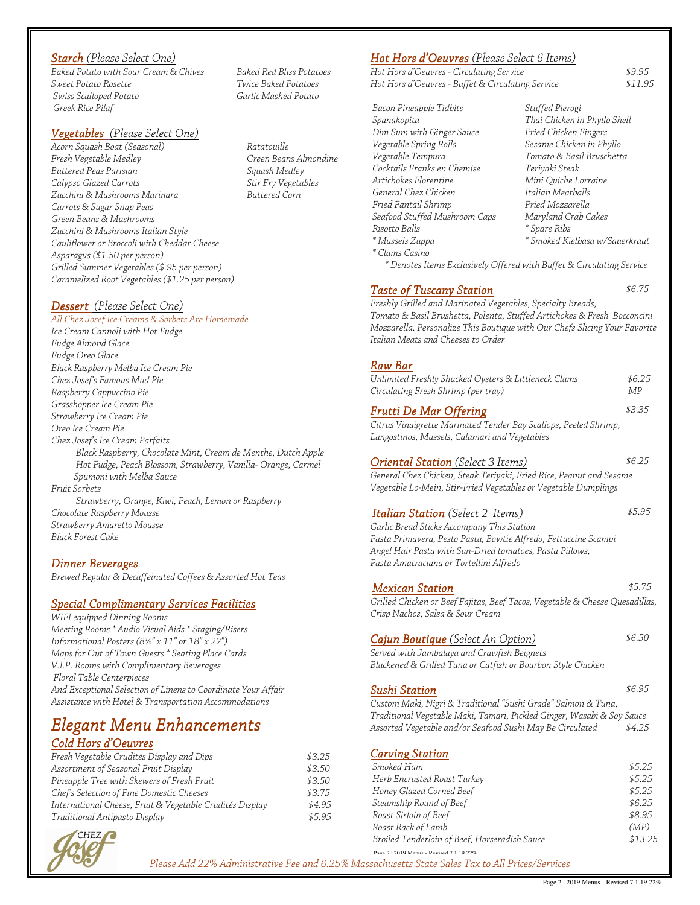## *Starch* (Please Select One)

*Baked Potato with Sour Cream & Chives*
*Sweet Potato Rosette*
*Swiss Scalloped Potato*
*Greek Rice Pilaf*
*Baked Red Bliss Potatoes*
*Twice Baked Potatoes*
*Garlic Mashed Potato*

## *Vegetables* (Please Select One)

*Acorn Squash Boat (Seasonal)*
*Fresh Vegetable Medley*
*Buttered Peas Parisian*
*Calypso Glazed Carrots*
*Zucchini & Mushrooms Marinara*
*Carrots & Sugar Snap Peas*
*Green Beans & Mushrooms*
*Zucchini & Mushrooms Italian Style*
*Cauliflower or Broccoli with Cheddar Cheese*
*Asparagus ($1.50 per person)*
*Grilled Summer Vegetables ($.95 per person)*
*Caramelized Root Vegetables ($1.25 per person)*
*Ratatouille*
*Green Beans Almondine*
*Squash Medley*
*Stir Fry Vegetables*
*Buttered Corn*

## *Dessert* (Please Select One)

*All Chez Josef Ice Creams & Sorbets Are Homemade*

*Ice Cream Cannoli with Hot Fudge*
*Fudge Almond Glace*
*Fudge Oreo Glace*
*Black Raspberry Melba Ice Cream Pie*
*Chez Josef's Famous Mud Pie*
*Raspberry Cappuccino Pie*
*Grasshopper Ice Cream Pie*
*Strawberry Ice Cream Pie*
*Oreo Ice Cream Pie*
*Chez Josef's Ice Cream Parfaits*
*Black Raspberry, Chocolate Mint, Cream de Menthe, Dutch Apple*
*Hot Fudge, Peach Blossom, Strawberry, Vanilla- Orange, Carmel*
*Spumoni with Melba Sauce*
*Fruit Sorbets*
*Strawberry, Orange, Kiwi, Peach, Lemon or Raspberry*
*Chocolate Raspberry Mousse*
*Strawberry Amaretto Mousse*
*Black Forest Cake*

## *Dinner Beverages*

*Brewed Regular & Decaffeinated Coffees & Assorted Hot Teas*

## *Special Complimentary Services Facilities*

*WIFI equipped Dinning Rooms*
*Meeting Rooms * Audio Visual Aids * Staging/Risers*
*Informational Posters (8½" x 11" or 18" x 22")*
*Maps for Out of Town Guests * Seating Place Cards*
*V.I.P. Rooms with Complimentary Beverages*
*Floral Table Centerpieces*
*And Exceptional Selection of Linens to Coordinate Your Affair*
*Assistance with Hotel & Transportation Accommodations*

# *Elegant Menu Enhancements*

## *Cold Hors d'Oeuvres*

| | |
|---|---|
| *Fresh Vegetable Crudités Display and Dips* | *$3.25* |
| *Assortment of Seasonal Fruit Display* | *$3.50* |
| *Pineapple Tree with Skewers of Fresh Fruit* | *$3.50* |
| *Chef's Selection of Fine Domestic Cheeses* | *$3.75* |
| *International Cheese, Fruit & Vegetable Crudités Display* | *$4.95* |
| *Traditional Antipasto Display* | *$5.95* |

## *Hot Hors d'Oeuvres* (Please Select 6 Items)

| | |
|---|---|
| *Hot Hors d'Oeuvres - Circulating Service* | *$9.95* |
| *Hot Hors d'Oeuvres - Buffet & Circulating Service* | *$11.95* |

*Bacon Pineapple Tidbits*
*Spanakopita*
*Dim Sum with Ginger Sauce*
*Vegetable Spring Rolls*
*Vegetable Tempura*
*Cocktails Franks en Chemise*
*Artichokes Florentine*
*General Chez Chicken*
*Fried Fantail Shrimp*
*Seafood Stuffed Mushroom Caps*
*Risotto Balls*
** Mussels Zuppa*
** Clams Casino*
*Stuffed Pierogi*
*Thai Chicken in Phyllo Shell*
*Fried Chicken Fingers*
*Sesame Chicken in Phyllo*
*Tomato & Basil Bruschetta*
*Teriyaki Steak*
*Mini Quiche Lorraine*
*Italian Meatballs*
*Fried Mozzarella*
*Maryland Crab Cakes*
** Spare Ribs*
** Smoked Kielbasa w/Sauerkraut*

** Denotes Items Exclusively Offered with Buffet & Circulating Service*

## *Taste of Tuscany Station* — *$6.75*

*Freshly Grilled and Marinated Vegetables, Specialty Breads, Tomato & Basil Brushetta, Polenta, Stuffed Artichokes & Fresh Bocconcini Mozzarella. Personalize This Boutique with Our Chefs Slicing Your Favorite Italian Meats and Cheeses to Order*

## *Raw Bar*

| | |
|---|---|
| *Unlimited Freshly Shucked Oysters & Littleneck Clams* | *$6.25* |
| *Circulating Fresh Shrimp (per tray)* | *MP* |

## *Frutti De Mar Offering* — *$3.35*

*Citrus Vinaigrette Marinated Tender Bay Scallops, Peeled Shrimp, Langostinos, Mussels, Calamari and Vegetables*

## *Oriental Station* (Select 3 Items) — *$6.25*

*General Chez Chicken, Steak Teriyaki, Fried Rice, Peanut and Sesame Vegetable Lo-Mein, Stir-Fried Vegetables or Vegetable Dumplings*

## *Italian Station* (Select 2 Items) — *$5.95*

*Garlic Bread Sticks Accompany This Station*
*Pasta Primavera, Pesto Pasta, Bowtie Alfredo, Fettuccine Scampi Angel Hair Pasta with Sun-Dried tomatoes, Pasta Pillows, Pasta Amatraciana or Tortellini Alfredo*

## *Mexican Station* — *$5.75*

*Grilled Chicken or Beef Fajitas, Beef Tacos, Vegetable & Cheese Quesadillas, Crisp Nachos, Salsa & Sour Cream*

## *Cajun Boutique* (Select An Option) — *$6.50*

*Served with Jambalaya and Crawfish Beignets*
*Blackened & Grilled Tuna or Catfish or Bourbon Style Chicken*

## *Sushi Station* — *$6.95*

*Custom Maki, Nigri & Traditional "Sushi Grade" Salmon & Tuna, Traditional Vegetable Maki, Tamari, Pickled Ginger, Wasabi & Soy Sauce*
*Assorted Vegetable and/or Seafood Sushi May Be Circulated* — *$4.25*

## *Carving Station*

| | |
|---|---|
| *Smoked Ham* | *$5.25* |
| *Herb Encrusted Roast Turkey* | *$5.25* |
| *Honey Glazed Corned Beef* | *$5.25* |
| *Steamship Round of Beef* | *$6.25* |
| *Roast Sirloin of Beef* | *$8.95* |
| *Roast Rack of Lamb* | *(MP)* |
| *Broiled Tenderloin of Beef, Horseradish Sauce* | *$13.25* |

*Please Add 22% Administrative Fee and 6.25% Massachusetts State Sales Tax to All Prices/Services*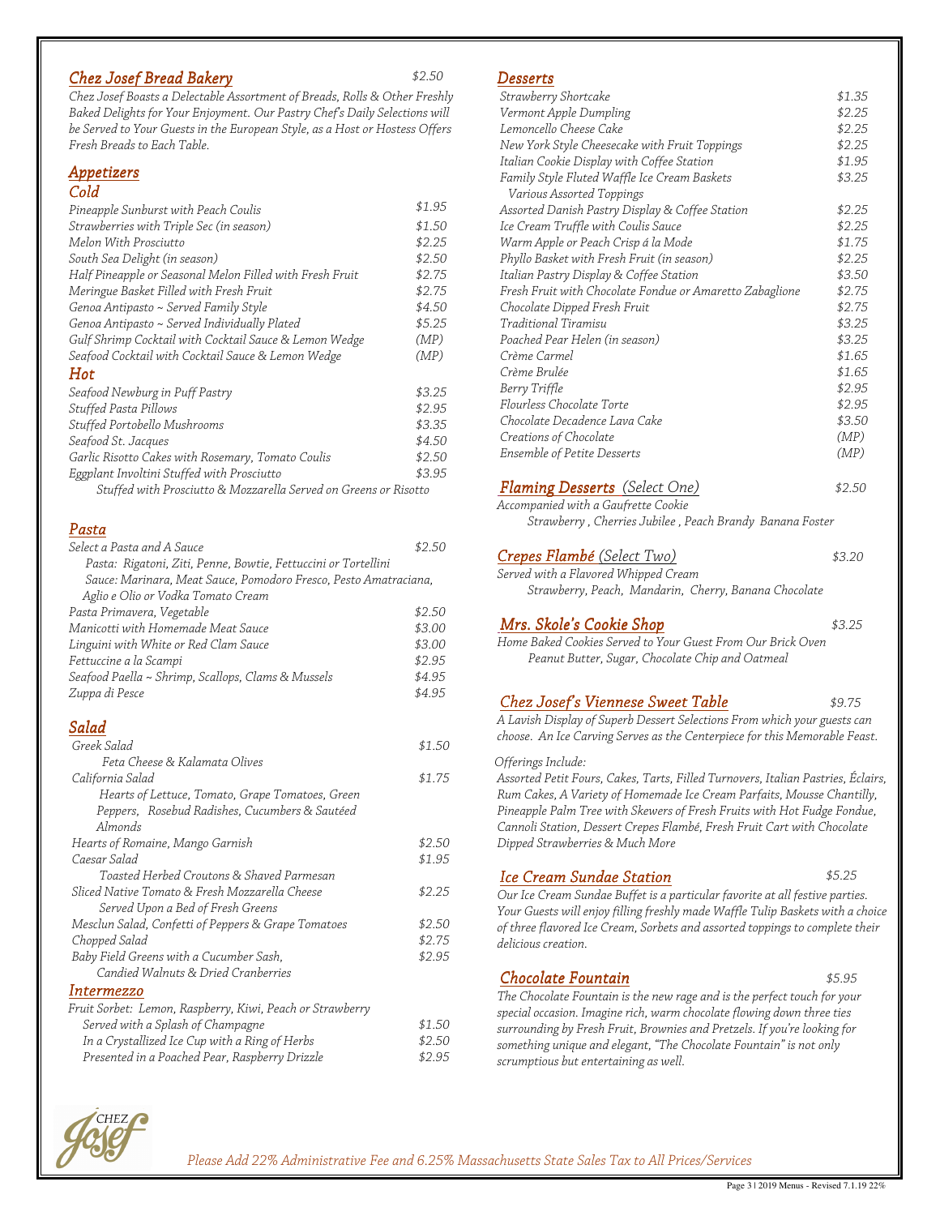## Chez Josef Bread Bakery — $2.50

*Chez Josef Boasts a Delectable Assortment of Breads, Rolls & Other Freshly Baked Delights for Your Enjoyment. Our Pastry Chef's Daily Selections will be Served to Your Guests in the European Style, as a Host or Hostess Offers Fresh Breads to Each Table.*

## Appetizers

### Cold

| Item | Price |
|---|---|
| Pineapple Sunburst with Peach Coulis | $1.95 |
| Strawberries with Triple Sec (in season) | $1.50 |
| Melon With Prosciutto | $2.25 |
| South Sea Delight (in season) | $2.50 |
| Half Pineapple or Seasonal Melon Filled with Fresh Fruit | $2.75 |
| Meringue Basket Filled with Fresh Fruit | $2.75 |
| Genoa Antipasto ~ Served Family Style | $4.50 |
| Genoa Antipasto ~ Served Individually Plated | $5.25 |
| Gulf Shrimp Cocktail with Cocktail Sauce & Lemon Wedge | (MP) |
| Seafood Cocktail with Cocktail Sauce & Lemon Wedge | (MP) |

### Hot

| Item | Price |
|---|---|
| Seafood Newburg in Puff Pastry | $3.25 |
| Stuffed Pasta Pillows | $2.95 |
| Stuffed Portobello Mushrooms | $3.35 |
| Seafood St. Jacques | $4.50 |
| Garlic Risotto Cakes with Rosemary, Tomato Coulis | $2.50 |
| Eggplant Involtini Stuffed with Prosciutto | $3.95 |

*Stuffed with Prosciutto & Mozzarella Served on Greens or Risotto*

## Pasta

| Item | Price |
|---|---|
| Select a Pasta and A Sauce | $2.50 |

*Pasta: Rigatoni, Ziti, Penne, Bowtie, Fettuccini or Tortellini*
*Sauce: Marinara, Meat Sauce, Pomodoro Fresco, Pesto Amatraciana, Aglio e Olio or Vodka Tomato Cream*

| Item | Price |
|---|---|
| Pasta Primavera, Vegetable | $2.50 |
| Manicotti with Homemade Meat Sauce | $3.00 |
| Linguini with White or Red Clam Sauce | $3.00 |
| Fettuccine a la Scampi | $2.95 |
| Seafood Paella ~ Shrimp, Scallops, Clams & Mussels | $4.95 |
| Zuppa di Pesce | $4.95 |

## Salad

| Item | Price |
|---|---|
| Greek Salad — Feta Cheese & Kalamata Olives | $1.50 |
| California Salad — Hearts of Lettuce, Tomato, Grape Tomatoes, Green Peppers, Rosebud Radishes, Cucumbers & Sautéed Almonds | $1.75 |
| Hearts of Romaine, Mango Garnish | $2.50 |
| Caesar Salad — Toasted Herbed Croutons & Shaved Parmesan | $1.95 |
| Sliced Native Tomato & Fresh Mozzarella Cheese — Served Upon a Bed of Fresh Greens | $2.25 |
| Mesclun Salad, Confetti of Peppers & Grape Tomatoes | $2.50 |
| Chopped Salad | $2.75 |
| Baby Field Greens with a Cucumber Sash, Candied Walnuts & Dried Cranberries | $2.95 |

## Intermezzo

*Fruit Sorbet: Lemon, Raspberry, Kiwi, Peach or Strawberry*

| Item | Price |
|---|---|
| Served with a Splash of Champagne | $1.50 |
| In a Crystallized Ice Cup with a Ring of Herbs | $2.50 |
| Presented in a Poached Pear, Raspberry Drizzle | $2.95 |

## Desserts

| Item | Price |
|---|---|
| Strawberry Shortcake | $1.35 |
| Vermont Apple Dumpling | $2.25 |
| Lemoncello Cheese Cake | $2.25 |
| New York Style Cheesecake with Fruit Toppings | $2.25 |
| Italian Cookie Display with Coffee Station | $1.95 |
| Family Style Fluted Waffle Ice Cream Baskets — Various Assorted Toppings | $3.25 |
| Assorted Danish Pastry Display & Coffee Station | $2.25 |
| Ice Cream Truffle with Coulis Sauce | $2.25 |
| Warm Apple or Peach Crisp á la Mode | $1.75 |
| Phyllo Basket with Fresh Fruit (in season) | $2.25 |
| Italian Pastry Display & Coffee Station | $3.50 |
| Fresh Fruit with Chocolate Fondue or Amaretto Zabaglione | $2.75 |
| Chocolate Dipped Fresh Fruit | $2.75 |
| Traditional Tiramisu | $3.25 |
| Poached Pear Helen (in season) | $3.25 |
| Crème Carmel | $1.65 |
| Crème Brulée | $1.65 |
| Berry Triffle | $2.95 |
| Flourless Chocolate Torte | $2.95 |
| Chocolate Decadence Lava Cake | $3.50 |
| Creations of Chocolate | (MP) |
| Ensemble of Petite Desserts | (MP) |

## Flaming Desserts (Select One) — $2.50

*Accompanied with a Gaufrette Cookie*
*Strawberry , Cherries Jubilee , Peach Brandy Banana Foster*

## Crepes Flambé (Select Two) — $3.20

*Served with a Flavored Whipped Cream*
*Strawberry, Peach, Mandarin, Cherry, Banana Chocolate*

## Mrs. Skole's Cookie Shop — $3.25

*Home Baked Cookies Served to Your Guest From Our Brick Oven*
*Peanut Butter, Sugar, Chocolate Chip and Oatmeal*

## Chez Josef's Viennese Sweet Table — $9.75

*A Lavish Display of Superb Dessert Selections From which your guests can choose. An Ice Carving Serves as the Centerpiece for this Memorable Feast.*

*Offerings Include:*
*Assorted Petit Fours, Cakes, Tarts, Filled Turnovers, Italian Pastries, Éclairs, Rum Cakes, A Variety of Homemade Ice Cream Parfaits, Mousse Chantilly, Pineapple Palm Tree with Skewers of Fresh Fruits with Hot Fudge Fondue, Cannoli Station, Dessert Crepes Flambé, Fresh Fruit Cart with Chocolate Dipped Strawberries & Much More*

## Ice Cream Sundae Station — $5.25

*Our Ice Cream Sundae Buffet is a particular favorite at all festive parties. Your Guests will enjoy filling freshly made Waffle Tulip Baskets with a choice of three flavored Ice Cream, Sorbets and assorted toppings to complete their delicious creation.*

## Chocolate Fountain — $5.95

*The Chocolate Fountain is the new rage and is the perfect touch for your special occasion. Imagine rich, warm chocolate flowing down three ties surrounding by Fresh Fruit, Brownies and Pretzels. If you're looking for something unique and elegant, "The Chocolate Fountain" is not only scrumptious but entertaining as well.*

*Please Add 22% Administrative Fee and 6.25% Massachusetts State Sales Tax to All Prices/Services*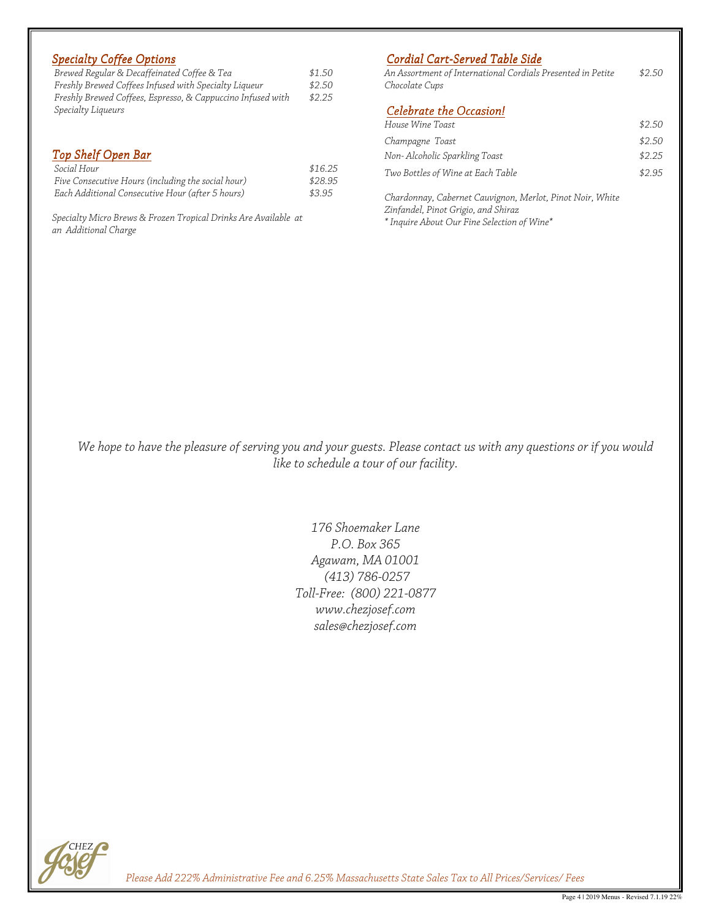## Specialty Coffee Options

| | |
|---|---|
| *Brewed Regular & Decaffeinated Coffee & Tea* | *$1.50* |
| *Freshly Brewed Coffees Infused with Specialty Liqueur* | *$2.50* |
| *Freshly Brewed Coffees, Espresso, & Cappuccino Infused with Specialty Liqueurs* | *$2.25* |

## Top Shelf Open Bar

| | |
|---|---|
| *Social Hour* | *$16.25* |
| *Five Consecutive Hours (including the social hour)* | *$28.95* |
| *Each Additional Consecutive Hour (after 5 hours)* | *$3.95* |

*Specialty Micro Brews & Frozen Tropical Drinks Are Available at an Additional Charge*

## Cordial Cart-Served Table Side

| | |
|---|---|
| *An Assortment of International Cordials Presented in Petite Chocolate Cups* | *$2.50* |

## Celebrate the Occasion!

| | |
|---|---|
| *House Wine Toast* | *$2.50* |
| *Champagne Toast* | *$2.50* |
| *Non- Alcoholic Sparkling Toast* | *$2.25* |
| *Two Bottles of Wine at Each Table* | *$2.95* |

*Chardonnay, Cabernet Cauvignon, Merlot, Pinot Noir, White Zinfandel, Pinot Grigio, and Shiraz*
*\* Inquire About Our Fine Selection of Wine\**

*We hope to have the pleasure of serving you and your guests. Please contact us with any questions or if you would like to schedule a tour of our facility.*

*176 Shoemaker Lane*
*P.O. Box 365*
*Agawam, MA 01001*
*(413) 786-0257*
*Toll-Free: (800) 221-0877*
*www.chezjosef.com*
*sales@chezjosef.com*

CHEZ Josef

*Please Add 222% Administrative Fee and 6.25% Massachusetts State Sales Tax to All Prices/Services/ Fees*